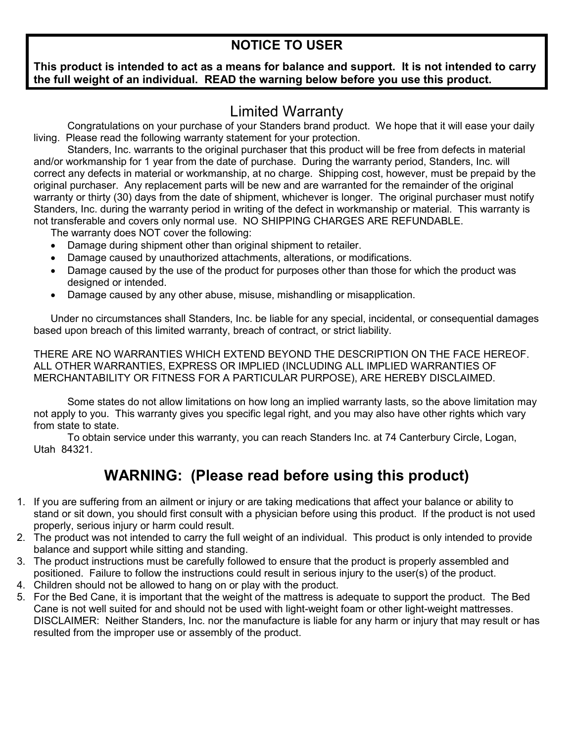**NOTICE TO USER**

**This product is intended to act as a means for balance and support. It is not intended to carry the full weight of an individual. READ the warning below before you use this product.**

# Limited Warranty

Congratulations on your purchase of your Standers brand product. We hope that it will ease your daily living. Please read the following warranty statement for your protection.

Standers, Inc. warrants to the original purchaser that this product will be free from defects in material and/or workmanship for 1 year from the date of purchase. During the warranty period, Standers, Inc. will correct any defects in material or workmanship, at no charge. Shipping cost, however, must be prepaid by the original purchaser. Any replacement parts will be new and are warranted for the remainder of the original warranty or thirty (30) days from the date of shipment, whichever is longer. The original purchaser must notify Standers, Inc. during the warranty period in writing of the defect in workmanship or material. This warranty is not transferable and covers only normal use. NO SHIPPING CHARGES ARE REFUNDABLE.

The warranty does NOT cover the following:

- Damage during shipment other than original shipment to retailer.
- Damage caused by unauthorized attachments, alterations, or modifications.
- Damage caused by the use of the product for purposes other than those for which the product was designed or intended.
- Damage caused by any other abuse, misuse, mishandling or misapplication.

Under no circumstances shall Standers, Inc. be liable for any special, incidental, or consequential damages based upon breach of this limited warranty, breach of contract, or strict liability.

THERE ARE NO WARRANTIES WHICH EXTEND BEYOND THE DESCRIPTION ON THE FACE HEREOF. ALL OTHER WARRANTIES, EXPRESS OR IMPLIED (INCLUDING ALL IMPLIED WARRANTIES OF MERCHANTABILITY OR FITNESS FOR A PARTICULAR PURPOSE), ARE HEREBY DISCLAIMED.

Some states do not allow limitations on how long an implied warranty lasts, so the above limitation may not apply to you. This warranty gives you specific legal right, and you may also have other rights which vary from state to state.

To obtain service under this warranty, you can reach Standers Inc. at 74 Canterbury Circle, Logan, Utah 84321.

## WARNING: (Please read before using this product)

1. If you are suffering from an ailment or injury or are taking medications that affect your balance or ability to stand or sit down, you should first consult with a physician before using this product. If the product is not used properly, serious injury or harm could result.
2. The product was not intended to carry the full weight of an individual. This product is only intended to provide balance and support while sitting and standing.
3. The product instructions must be carefully followed to ensure that the product is properly assembled and positioned. Failure to follow the instructions could result in serious injury to the user(s) of the product.
4. Children should not be allowed to hang on or play with the product.
5. For the Bed Cane, it is important that the weight of the mattress is adequate to support the product. The Bed Cane is not well suited for and should not be used with light-weight foam or other light-weight mattresses. DISCLAIMER: Neither Standers, Inc. nor the manufacture is liable for any harm or injury that may result or has resulted from the improper use or assembly of the product.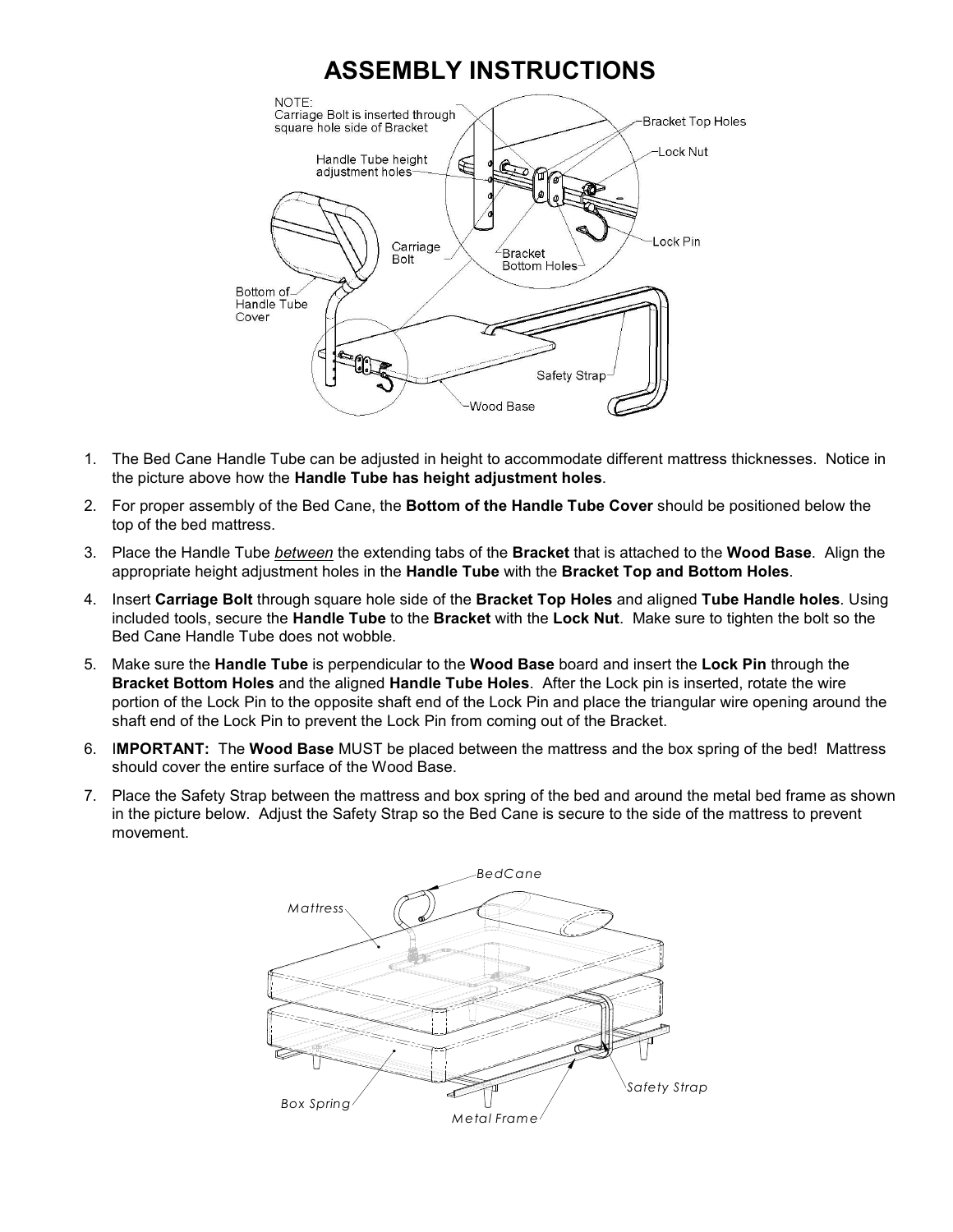# ASSEMBLY INSTRUCTIONS

NOTE:
Carriage Bolt is inserted through square hole side of Bracket

Bracket Top Holes

Lock Nut

Handle Tube height adjustment holes

Carriage Bolt

Bracket Bottom Holes

Lock Pin

Bottom of Handle Tube Cover

Safety Strap

Wood Base

1. The Bed Cane Handle Tube can be adjusted in height to accommodate different mattress thicknesses. Notice in the picture above how the **Handle Tube has height adjustment holes**.
2. For proper assembly of the Bed Cane, the **Bottom of the Handle Tube Cover** should be positioned below the top of the bed mattress.
3. Place the Handle Tube _between_ the extending tabs of the **Bracket** that is attached to the **Wood Base**. Align the appropriate height adjustment holes in the **Handle Tube** with the **Bracket Top and Bottom Holes**.
4. Insert **Carriage Bolt** through square hole side of the **Bracket Top Holes** and aligned **Tube Handle holes**. Using included tools, secure the **Handle Tube** to the **Bracket** with the **Lock Nut**. Make sure to tighten the bolt so the Bed Cane Handle Tube does not wobble.
5. Make sure the **Handle Tube** is perpendicular to the **Wood Base** board and insert the **Lock Pin** through the **Bracket Bottom Holes** and the aligned **Handle Tube Holes**. After the Lock pin is inserted, rotate the wire portion of the Lock Pin to the opposite shaft end of the Lock Pin and place the triangular wire opening around the shaft end of the Lock Pin to prevent the Lock Pin from coming out of the Bracket.
6. I**MPORTANT:** The **Wood Base** MUST be placed between the mattress and the box spring of the bed! Mattress should cover the entire surface of the Wood Base.
7. Place the Safety Strap between the mattress and box spring of the bed and around the metal bed frame as shown in the picture below. Adjust the Safety Strap so the Bed Cane is secure to the side of the mattress to prevent movement.

BedCane

Mattress

Box Spring

Metal Frame

Safety Strap